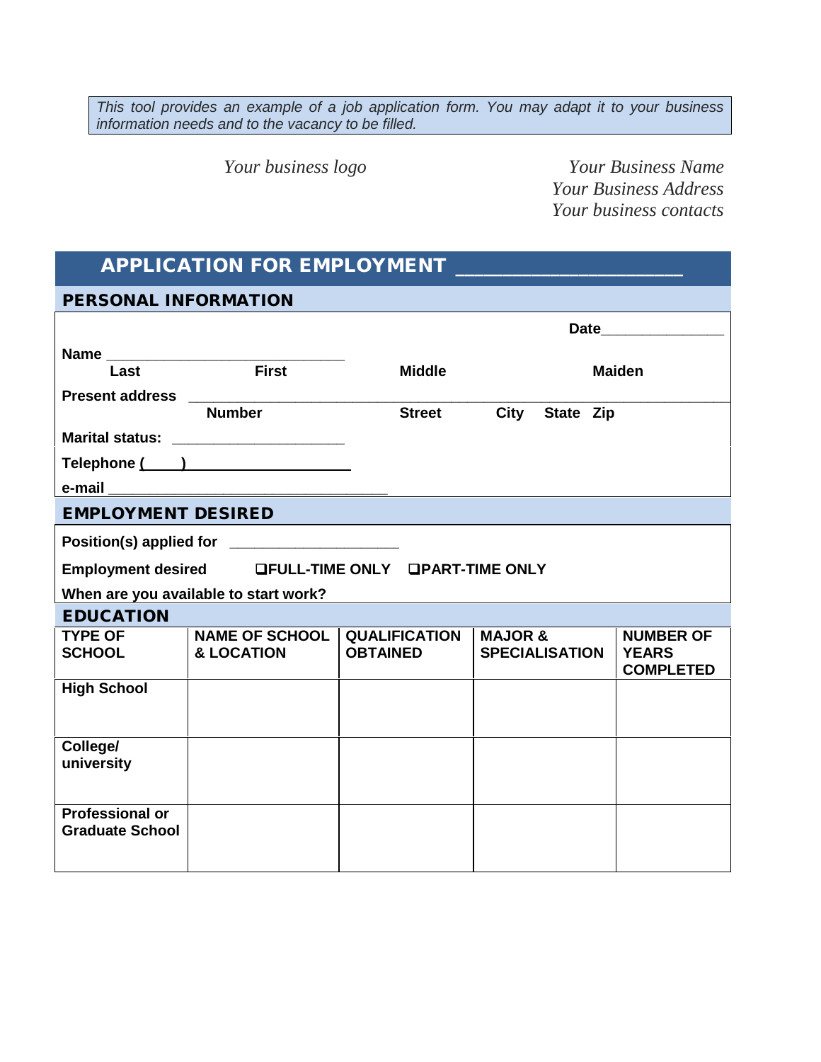*This tool provides an example of a job application form. You may adapt it to your business information needs and to the vacancy to be filled.*

*Your business logo*

*Your Business Name*
*Your Business Address*
*Your business contacts*

# APPLICATION FOR EMPLOYMENT ____________________

## PERSONAL INFORMATION

**Date**_______________

**Name** ______________________________
**Last** **First** **Middle** **Maiden**

**Present address** ____________________________________________________________
**Number** **Street** **City** **State** **Zip**

**Marital status:** ______________________

**Telephone (____)** ______________________

**e-mail** ____________________________________

## EMPLOYMENT DESIRED

**Position(s) applied for** ______________________

**Employment desired** ❑**FULL-TIME ONLY** ❑**PART-TIME ONLY**

**When are you available to start work?**

## EDUCATION

| TYPE OF SCHOOL | NAME OF SCHOOL & LOCATION | QUALIFICATION OBTAINED | MAJOR & SPECIALISATION | NUMBER OF YEARS COMPLETED |
|---|---|---|---|---|
| High School | | | | |
| College/ university | | | | |
| Professional or Graduate School | | | | |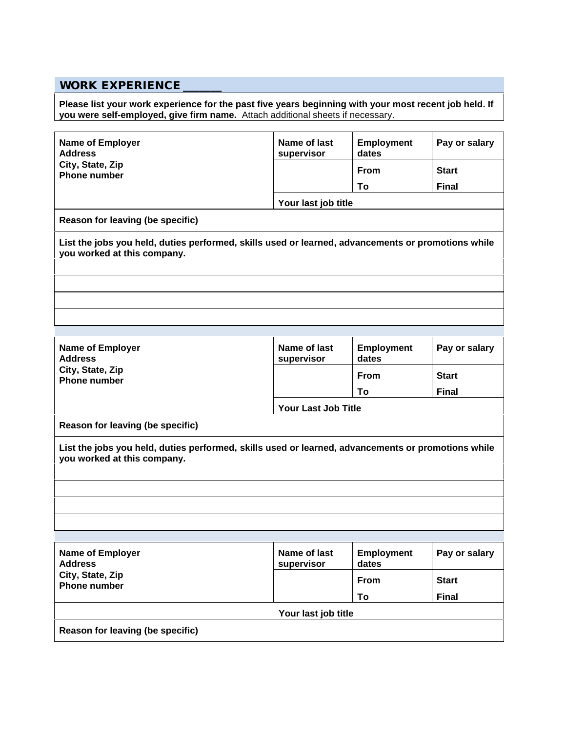## WORK EXPERIENCE ______

**Please list your work experience for the past five years beginning with your most recent job held. If you were self-employed, give firm name.** Attach additional sheets if necessary.

| Name of Employer<br>Address<br>City, State, Zip<br>Phone number | Name of last supervisor | Employment dates | Pay or salary |
|---|---|---|---|
| | | From | Start |
| | | To | Final |
| | Your last job title | | |
| Reason for leaving (be specific) | | | |
| List the jobs you held, duties performed, skills used or learned, advancements or promotions while you worked at this company. | | | |
| | | | |
| | | | |
| | | | |

| Name of Employer<br>Address<br>City, State, Zip<br>Phone number | Name of last supervisor | Employment dates | Pay or salary |
|---|---|---|---|
| | | From | Start |
| | | To | Final |
| | Your Last Job Title | | |
| Reason for leaving (be specific) | | | |
| List the jobs you held, duties performed, skills used or learned, advancements or promotions while you worked at this company. | | | |
| | | | |
| | | | |
| | | | |

| Name of Employer<br>Address<br>City, State, Zip<br>Phone number | Name of last supervisor | Employment dates | Pay or salary |
|---|---|---|---|
| | | From | Start |
| | | To | Final |
| | Your last job title | | |
| Reason for leaving (be specific) | | | |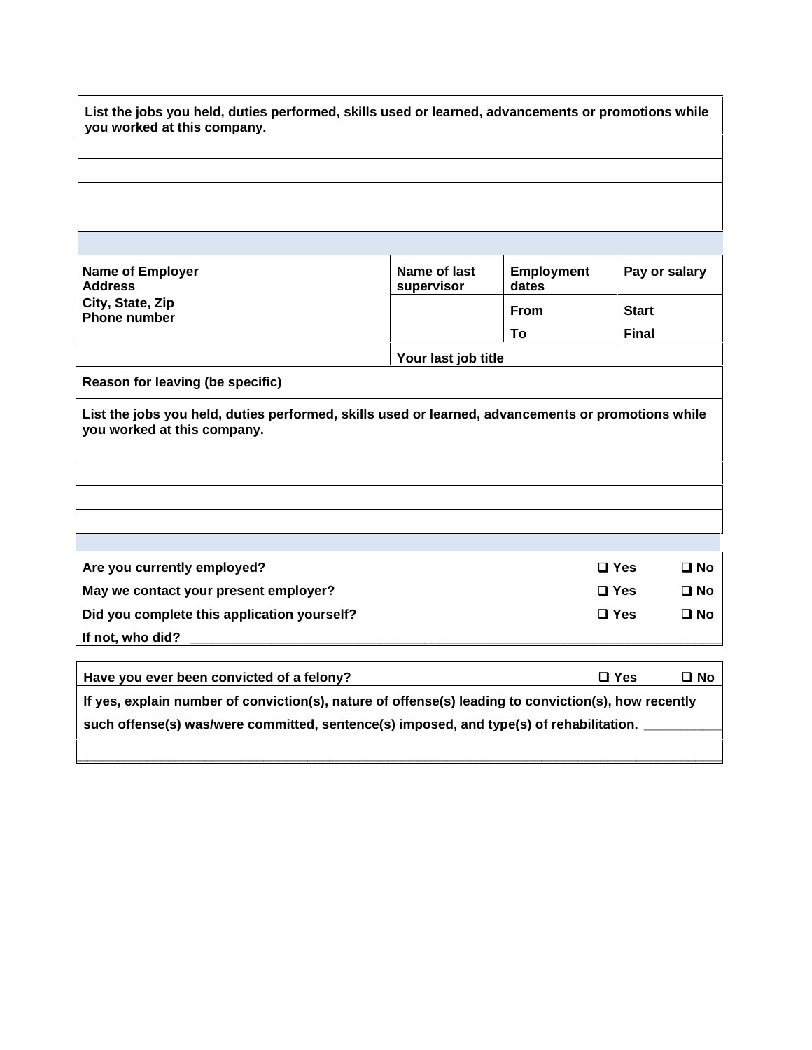| List the jobs you held, duties performed, skills used or learned, advancements or promotions while you worked at this company. |
|---|
| |
| |
| |
| |

| Name of Employer<br>Address<br>City, State, Zip<br>Phone number | Name of last supervisor | Employment dates | Pay or salary |
|---|---|---|---|
| | | From | Start |
| | | To | Final |
| | Your last job title | | |
| Reason for leaving (be specific) | | | |

| List the jobs you held, duties performed, skills used or learned, advancements or promotions while you worked at this company. |
|---|
| |
| |
| |

| | | |
|---|---|---|
| Are you currently employed? | ❑ Yes | ❑ No |
| May we contact your present employer? | ❑ Yes | ❑ No |
| Did you complete this application yourself? | ❑ Yes | ❑ No |
| If not, who did? ___________________________________________ | | |

| | | |
|---|---|---|
| Have you ever been convicted of a felony? | ❑ Yes | ❑ No |
| If yes, explain number of conviction(s), nature of offense(s) leading to conviction(s), how recently such offense(s) was/were committed, sentence(s) imposed, and type(s) of rehabilitation. ___________ | | |
| ___________________________________________ | | |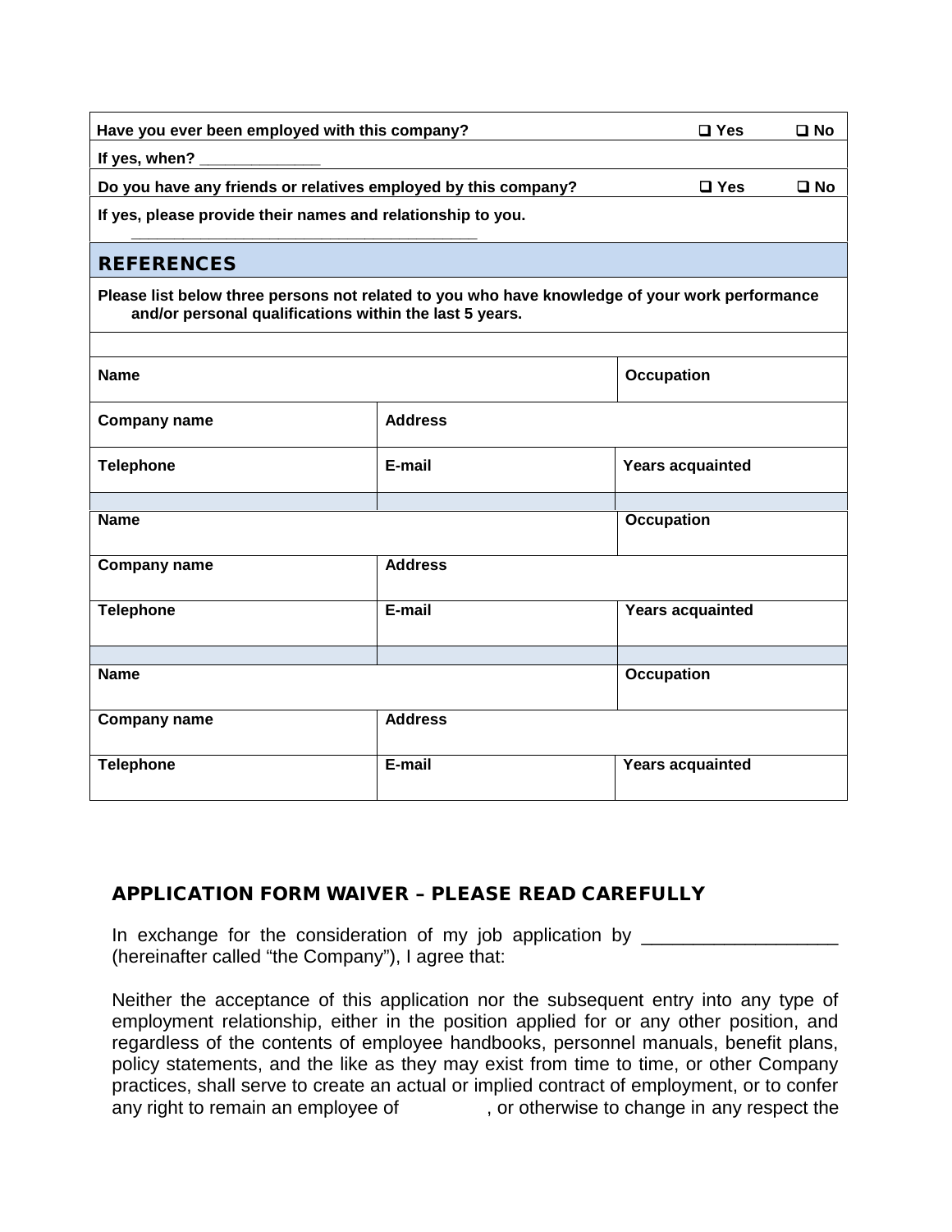| Have you ever been employed with this company? | ❑ Yes | ❑ No |
|---|---|---|
| If yes, when? _____________ | | |
| Do you have any friends or relatives employed by this company? | ❑ Yes | ❑ No |
| If yes, please provide their names and relationship to you. _______________________________________ | | |

## REFERENCES

Please list below three persons not related to you who have knowledge of your work performance and/or personal qualifications within the last 5 years.

| Name | | Occupation |
|---|---|---|
| Company name | Address | |
| Telephone | E-mail | Years acquainted |
| | | |
| Name | | Occupation |
| Company name | Address | |
| Telephone | E-mail | Years acquainted |
| | | |
| Name | | Occupation |
| Company name | Address | |
| Telephone | E-mail | Years acquainted |

## APPLICATION FORM WAIVER – PLEASE READ CAREFULLY

In exchange for the consideration of my job application by ___________________ (hereinafter called "the Company"), I agree that:

Neither the acceptance of this application nor the subsequent entry into any type of employment relationship, either in the position applied for or any other position, and regardless of the contents of employee handbooks, personnel manuals, benefit plans, policy statements, and the like as they may exist from time to time, or other Company practices, shall serve to create an actual or implied contract of employment, or to confer any right to remain an employee of            , or otherwise to change in any respect the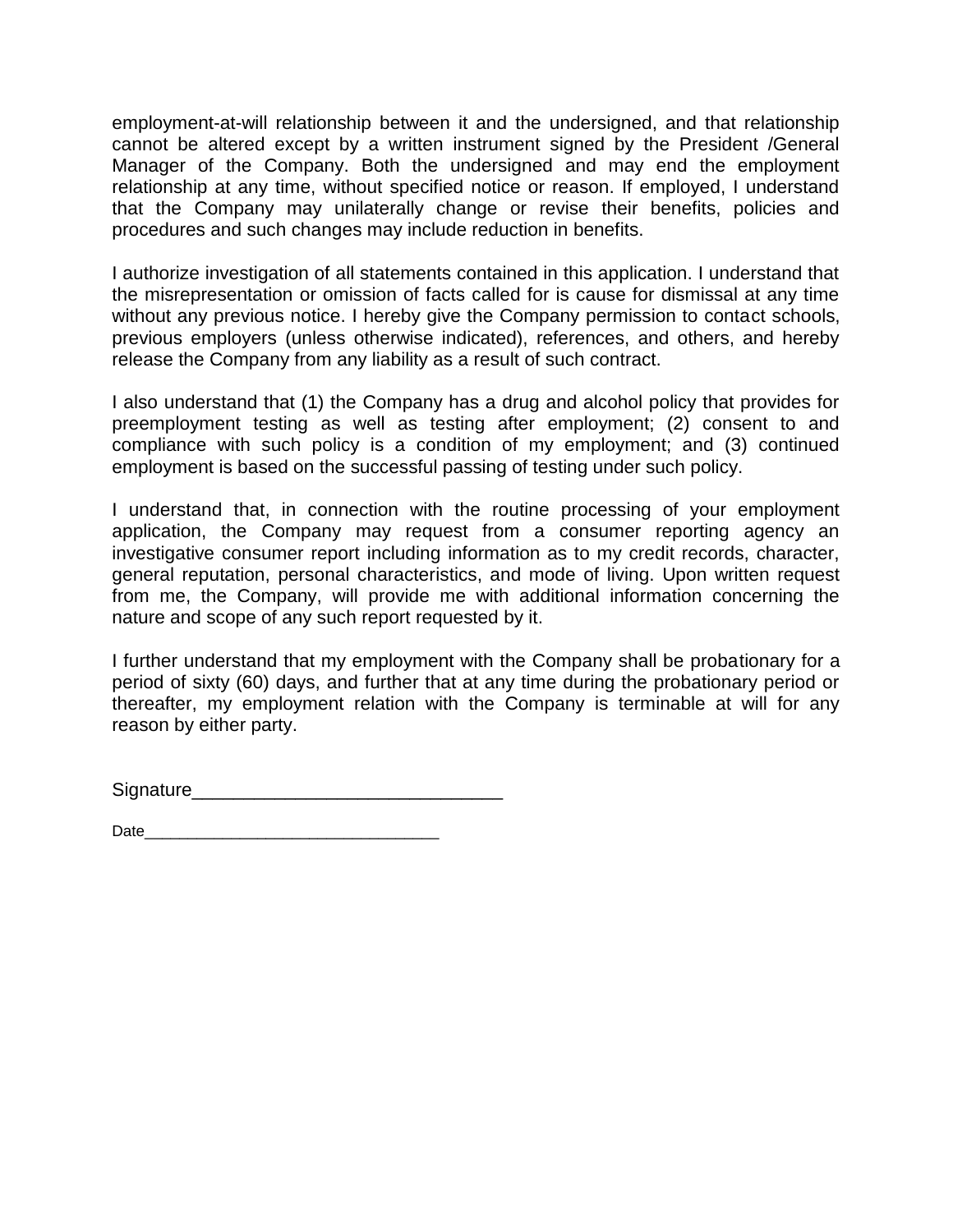employment-at-will relationship between it and the undersigned, and that relationship cannot be altered except by a written instrument signed by the President /General Manager of the Company. Both the undersigned and may end the employment relationship at any time, without specified notice or reason. If employed, I understand that the Company may unilaterally change or revise their benefits, policies and procedures and such changes may include reduction in benefits.

I authorize investigation of all statements contained in this application. I understand that the misrepresentation or omission of facts called for is cause for dismissal at any time without any previous notice. I hereby give the Company permission to contact schools, previous employers (unless otherwise indicated), references, and others, and hereby release the Company from any liability as a result of such contract.

I also understand that (1) the Company has a drug and alcohol policy that provides for preemployment testing as well as testing after employment; (2) consent to and compliance with such policy is a condition of my employment; and (3) continued employment is based on the successful passing of testing under such policy.

I understand that, in connection with the routine processing of your employment application, the Company may request from a consumer reporting agency an investigative consumer report including information as to my credit records, character, general reputation, personal characteristics, and mode of living. Upon written request from me, the Company, will provide me with additional information concerning the nature and scope of any such report requested by it.

I further understand that my employment with the Company shall be probationary for a period of sixty (60) days, and further that at any time during the probationary period or thereafter, my employment relation with the Company is terminable at will for any reason by either party.

Signature______________________________

Date_________________________________